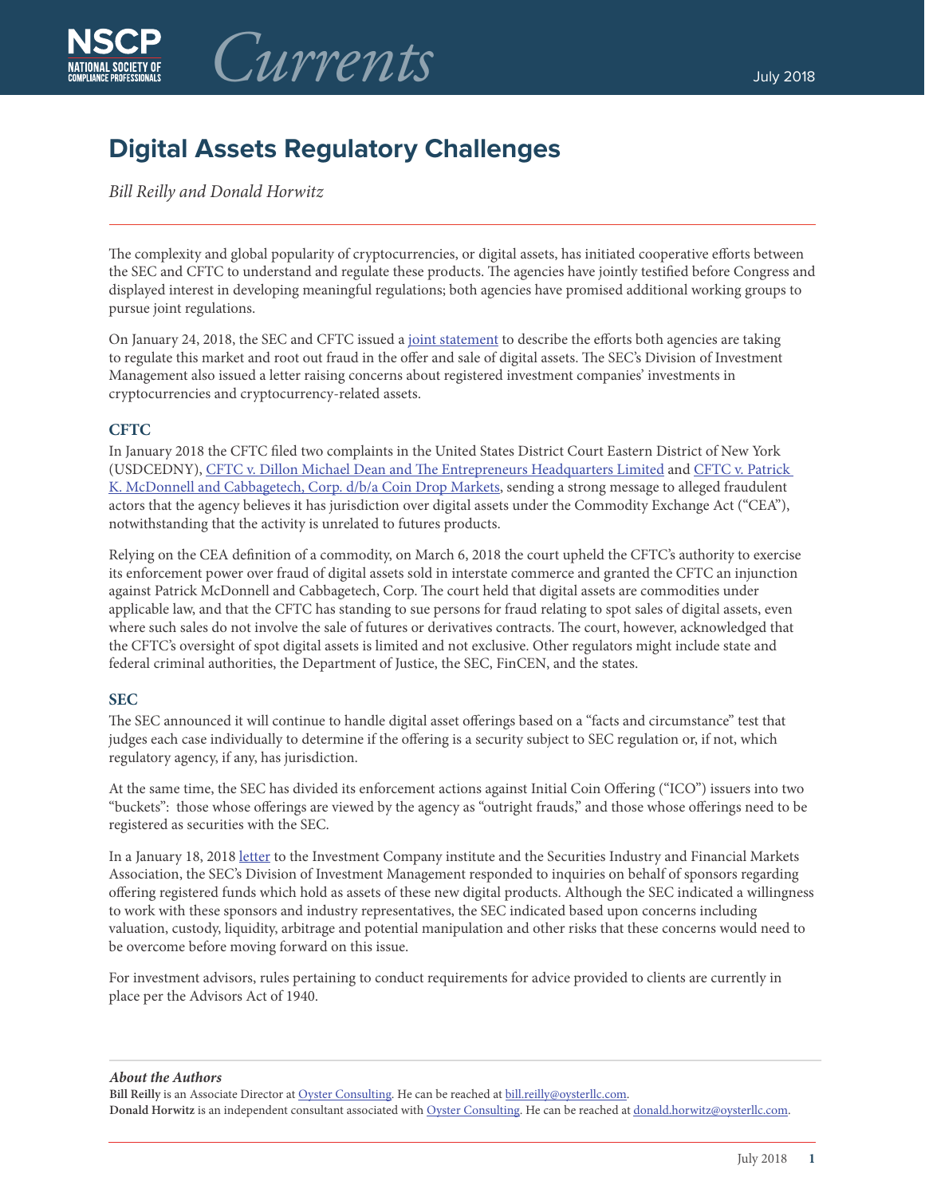# Digital Assets Regulatory Challenges

*Bill Reilly and Donald Horwitz*

The complexity and global popularity of cryptocurrencies, or digital assets, has initiated cooperative efforts between the SEC and CFTC to understand and regulate these products. The agencies have jointly testified before Congress and displayed interest in developing meaningful regulations; both agencies have promised additional working groups to pursue joint regulations.

On January 24, 2018, the SEC and CFTC issued a joint statement to describe the efforts both agencies are taking to regulate this market and root out fraud in the offer and sale of digital assets. The SEC's Division of Investment Management also issued a letter raising concerns about registered investment companies' investments in cryptocurrencies and cryptocurrency-related assets.

## CFTC

In January 2018 the CFTC filed two complaints in the United States District Court Eastern District of New York (USDCEDNY), CFTC v. Dillon Michael Dean and The Entrepreneurs Headquarters Limited and CFTC v. Patrick K. McDonnell and Cabbagetech, Corp. d/b/a Coin Drop Markets, sending a strong message to alleged fraudulent actors that the agency believes it has jurisdiction over digital assets under the Commodity Exchange Act ("CEA"), notwithstanding that the activity is unrelated to futures products.

Relying on the CEA definition of a commodity, on March 6, 2018 the court upheld the CFTC's authority to exercise its enforcement power over fraud of digital assets sold in interstate commerce and granted the CFTC an injunction against Patrick McDonnell and Cabbagetech, Corp. The court held that digital assets are commodities under applicable law, and that the CFTC has standing to sue persons for fraud relating to spot sales of digital assets, even where such sales do not involve the sale of futures or derivatives contracts. The court, however, acknowledged that the CFTC's oversight of spot digital assets is limited and not exclusive. Other regulators might include state and federal criminal authorities, the Department of Justice, the SEC, FinCEN, and the states.

## SEC

The SEC announced it will continue to handle digital asset offerings based on a "facts and circumstance" test that judges each case individually to determine if the offering is a security subject to SEC regulation or, if not, which regulatory agency, if any, has jurisdiction.

At the same time, the SEC has divided its enforcement actions against Initial Coin Offering ("ICO") issuers into two "buckets": those whose offerings are viewed by the agency as "outright frauds," and those whose offerings need to be registered as securities with the SEC.

In a January 18, 2018 letter to the Investment Company institute and the Securities Industry and Financial Markets Association, the SEC's Division of Investment Management responded to inquiries on behalf of sponsors regarding offering registered funds which hold as assets of these new digital products. Although the SEC indicated a willingness to work with these sponsors and industry representatives, the SEC indicated based upon concerns including valuation, custody, liquidity, arbitrage and potential manipulation and other risks that these concerns would need to be overcome before moving forward on this issue.

For investment advisors, rules pertaining to conduct requirements for advice provided to clients are currently in place per the Advisors Act of 1940.

---

***About the Authors***

**Bill Reilly** is an Associate Director at Oyster Consulting. He can be reached at bill.reilly@oysterllc.com.

**Donald Horwitz** is an independent consultant associated with Oyster Consulting. He can be reached at donald.horwitz@oysterllc.com.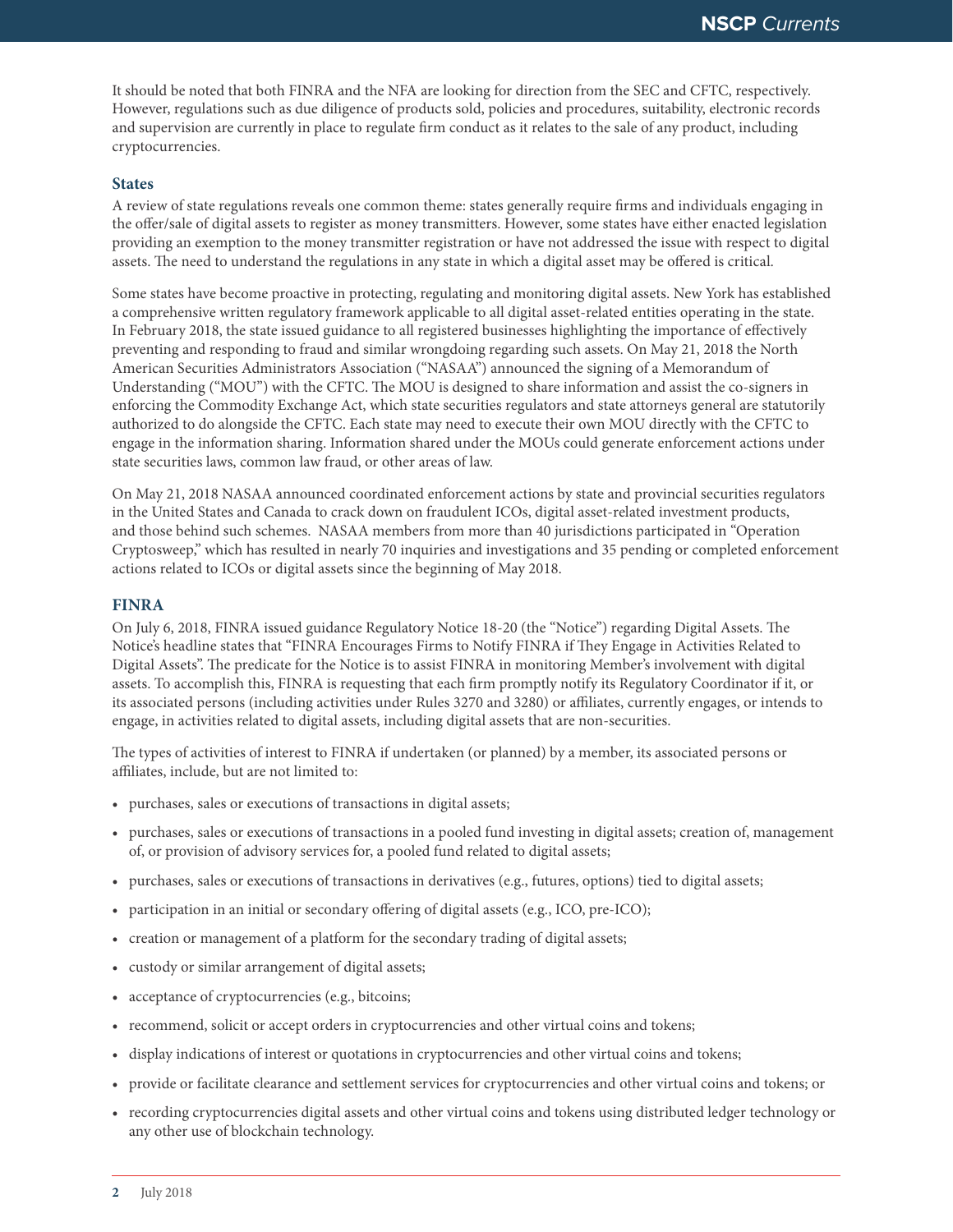It should be noted that both FINRA and the NFA are looking for direction from the SEC and CFTC, respectively. However, regulations such as due diligence of products sold, policies and procedures, suitability, electronic records and supervision are currently in place to regulate firm conduct as it relates to the sale of any product, including cryptocurrencies.

### States

A review of state regulations reveals one common theme: states generally require firms and individuals engaging in the offer/sale of digital assets to register as money transmitters. However, some states have either enacted legislation providing an exemption to the money transmitter registration or have not addressed the issue with respect to digital assets. The need to understand the regulations in any state in which a digital asset may be offered is critical.

Some states have become proactive in protecting, regulating and monitoring digital assets. New York has established a comprehensive written regulatory framework applicable to all digital asset-related entities operating in the state. In February 2018, the state issued guidance to all registered businesses highlighting the importance of effectively preventing and responding to fraud and similar wrongdoing regarding such assets. On May 21, 2018 the North American Securities Administrators Association ("NASAA") announced the signing of a Memorandum of Understanding ("MOU") with the CFTC. The MOU is designed to share information and assist the co-signers in enforcing the Commodity Exchange Act, which state securities regulators and state attorneys general are statutorily authorized to do alongside the CFTC. Each state may need to execute their own MOU directly with the CFTC to engage in the information sharing. Information shared under the MOUs could generate enforcement actions under state securities laws, common law fraud, or other areas of law.

On May 21, 2018 NASAA announced coordinated enforcement actions by state and provincial securities regulators in the United States and Canada to crack down on fraudulent ICOs, digital asset-related investment products, and those behind such schemes. NASAA members from more than 40 jurisdictions participated in "Operation Cryptosweep," which has resulted in nearly 70 inquiries and investigations and 35 pending or completed enforcement actions related to ICOs or digital assets since the beginning of May 2018.

### FINRA

On July 6, 2018, FINRA issued guidance Regulatory Notice 18-20 (the "Notice") regarding Digital Assets. The Notice's headline states that "FINRA Encourages Firms to Notify FINRA if They Engage in Activities Related to Digital Assets". The predicate for the Notice is to assist FINRA in monitoring Member's involvement with digital assets. To accomplish this, FINRA is requesting that each firm promptly notify its Regulatory Coordinator if it, or its associated persons (including activities under Rules 3270 and 3280) or affiliates, currently engages, or intends to engage, in activities related to digital assets, including digital assets that are non-securities.

The types of activities of interest to FINRA if undertaken (or planned) by a member, its associated persons or affiliates, include, but are not limited to:

- purchases, sales or executions of transactions in digital assets;
- purchases, sales or executions of transactions in a pooled fund investing in digital assets; creation of, management of, or provision of advisory services for, a pooled fund related to digital assets;
- purchases, sales or executions of transactions in derivatives (e.g., futures, options) tied to digital assets;
- participation in an initial or secondary offering of digital assets (e.g., ICO, pre-ICO);
- creation or management of a platform for the secondary trading of digital assets;
- custody or similar arrangement of digital assets;
- acceptance of cryptocurrencies (e.g., bitcoins;
- recommend, solicit or accept orders in cryptocurrencies and other virtual coins and tokens;
- display indications of interest or quotations in cryptocurrencies and other virtual coins and tokens;
- provide or facilitate clearance and settlement services for cryptocurrencies and other virtual coins and tokens; or
- recording cryptocurrencies digital assets and other virtual coins and tokens using distributed ledger technology or any other use of blockchain technology.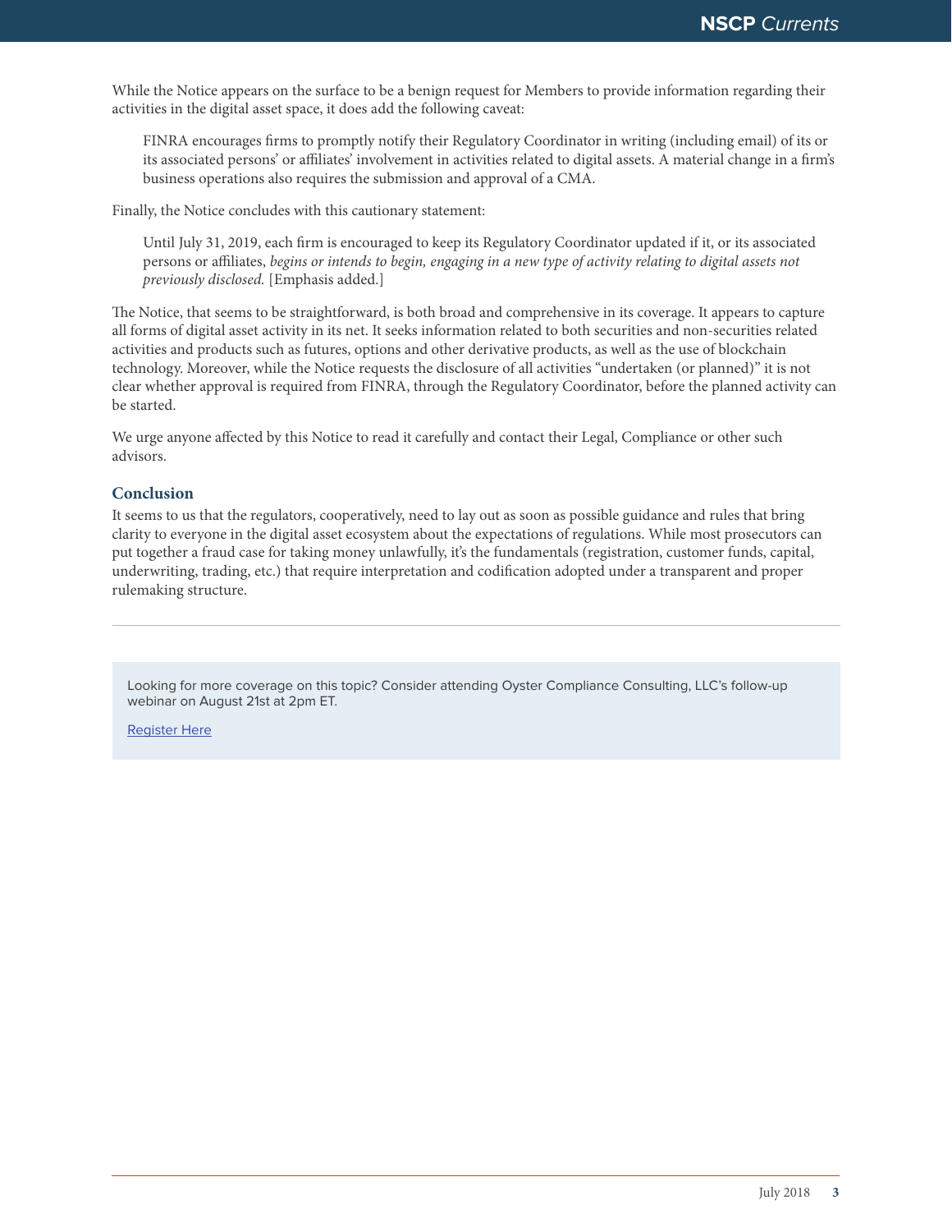While the Notice appears on the surface to be a benign request for Members to provide information regarding their activities in the digital asset space, it does add the following caveat:

> FINRA encourages firms to promptly notify their Regulatory Coordinator in writing (including email) of its or its associated persons' or affiliates' involvement in activities related to digital assets. A material change in a firm's business operations also requires the submission and approval of a CMA.

Finally, the Notice concludes with this cautionary statement:

> Until July 31, 2019, each firm is encouraged to keep its Regulatory Coordinator updated if it, or its associated persons or affiliates, *begins or intends to begin, engaging in a new type of activity relating to digital assets not previously disclosed.* [Emphasis added.]

The Notice, that seems to be straightforward, is both broad and comprehensive in its coverage. It appears to capture all forms of digital asset activity in its net. It seeks information related to both securities and non-securities related activities and products such as futures, options and other derivative products, as well as the use of blockchain technology. Moreover, while the Notice requests the disclosure of all activities "undertaken (or planned)" it is not clear whether approval is required from FINRA, through the Regulatory Coordinator, before the planned activity can be started.

We urge anyone affected by this Notice to read it carefully and contact their Legal, Compliance or other such advisors.

## Conclusion

It seems to us that the regulators, cooperatively, need to lay out as soon as possible guidance and rules that bring clarity to everyone in the digital asset ecosystem about the expectations of regulations. While most prosecutors can put together a fraud case for taking money unlawfully, it's the fundamentals (registration, customer funds, capital, underwriting, trading, etc.) that require interpretation and codification adopted under a transparent and proper rulemaking structure.

---

Looking for more coverage on this topic? Consider attending Oyster Compliance Consulting, LLC's follow-up webinar on August 21st at 2pm ET.

Register Here